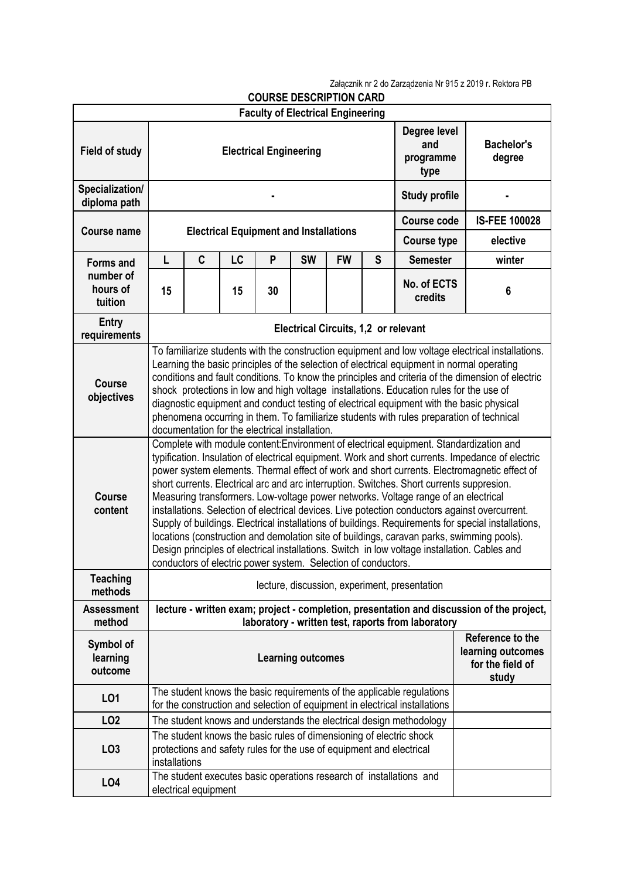Załącznik nr 2 do Zarządzenia Nr 915 z 2019 r. Rektora PB

# COURSE DESCRIPTION CARD

| Faculty of Electrical Engineering | | | | | | | | | |
|---|---|---|---|---|---|---|---|---|---|
| **Field of study** | **Electrical Engineering** | | | | | | | **Degree level and programme type** | **Bachelor's degree** |
| **Specialization/ diploma path** | **-** | | | | | | | **Study profile** | **-** |
| **Course name** | **Electrical Equipment and Installations** | | | | | | | **Course code** | **IS-FEE 100028** |
| | | | | | | | | **Course type** | **elective** |
| **Forms and number of hours of tuition** | **L** | **C** | **LC** | **P** | **SW** | **FW** | **S** | **Semester** | **winter** |
| | **15** | | **15** | **30** | | | | **No. of ECTS credits** | **6** |
| **Entry requirements** | **Electrical Circuits, 1,2 or relevant** | | | | | | | | |
| **Course objectives** | To familiarize students with the construction equipment and low voltage electrical installations. Learning the basic principles of the selection of electrical equipment in normal operating conditions and fault conditions. To know the principles and criteria of the dimension of electric shock protections in low and high voltage installations. Education rules for the use of diagnostic equipment and conduct testing of electrical equipment with the basic physical phenomena occurring in them. To familiarize students with rules preparation of technical documentation for the electrical installation. | | | | | | | | |
| **Course content** | Complete with module content:Environment of electrical equipment. Standardization and typification. Insulation of electrical equipment. Work and short currents. Impedance of electric power system elements. Thermal effect of work and short currents. Electromagnetic effect of short currents. Electrical arc and arc interruption. Switches. Short currents suppresion. Measuring transformers. Low-voltage power networks. Voltage range of an electrical installations. Selection of electrical devices. Live potection conductors against overcurrent. Supply of buildings. Electrical installations of buildings. Requirements for special installations, locations (construction and demolation site of buildings, caravan parks, swimming pools). Design principles of electrical installations. Switch in low voltage installation. Cables and conductors of electric power system. Selection of conductors. | | | | | | | | |
| **Teaching methods** | lecture, discussion, experiment, presentation | | | | | | | | |
| **Assessment method** | **lecture - written exam; project - completion, presentation and discussion of the project, laboratory - written test, raports from laboratory** | | | | | | | | |
| **Symbol of learning outcome** | **Learning outcomes** | | | | | | | | **Reference to the learning outcomes for the field of study** |
| **LO1** | The student knows the basic requirements of the applicable regulations for the construction and selection of equipment in electrical installations | | | | | | | | |
| **LO2** | The student knows and understands the electrical design methodology | | | | | | | | |
| **LO3** | The student knows the basic rules of dimensioning of electric shock protections and safety rules for the use of equipment and electrical installations | | | | | | | | |
| **LO4** | The student executes basic operations research of installations and electrical equipment | | | | | | | | |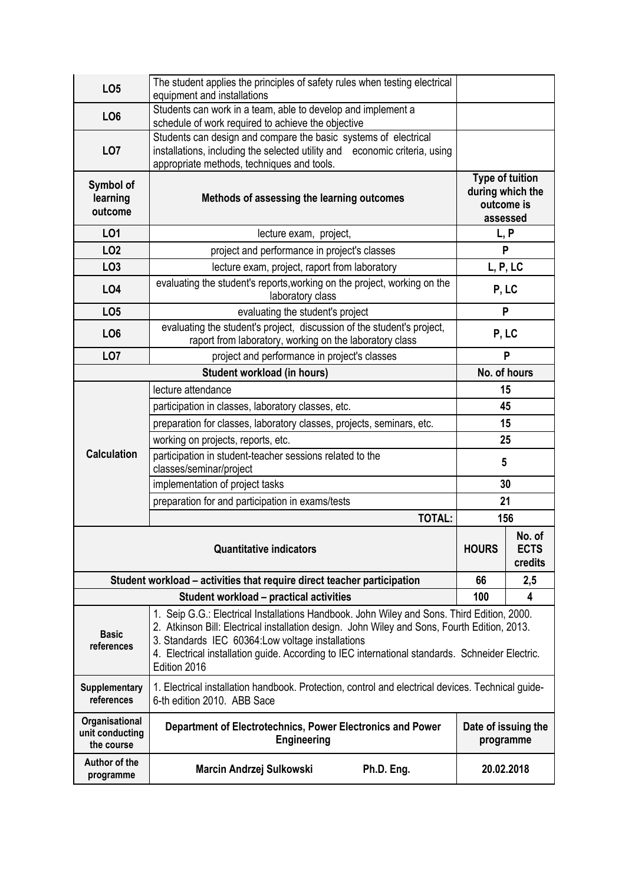| | | |
|---|---|---|
| **LO5** | The student applies the principles of safety rules when testing electrical equipment and installations | |
| **LO6** | Students can work in a team, able to develop and implement a schedule of work required to achieve the objective | |
| **LO7** | Students can design and compare the basic systems of electrical installations, including the selected utility and economic criteria, using appropriate methods, techniques and tools. | |

| **Symbol of learning outcome** | **Methods of assessing the learning outcomes** | **Type of tuition during which the outcome is assessed** |
|---|---|---|
| **LO1** | lecture exam, project, | **L, P** |
| **LO2** | project and performance in project's classes | **P** |
| **LO3** | lecture exam, project, raport from laboratory | **L, P, LC** |
| **LO4** | evaluating the student's reports,working on the project, working on the laboratory class | **P, LC** |
| **LO5** | evaluating the student's project | **P** |
| **LO6** | evaluating the student's project, discussion of the student's project, raport from laboratory, working on the laboratory class | **P, LC** |
| **LO7** | project and performance in project's classes | **P** |

| **Student workload (in hours)** | | **No. of hours** |
|---|---|---|
| **Calculation** | lecture attendance | **15** |
| | participation in classes, laboratory classes, etc. | **45** |
| | preparation for classes, laboratory classes, projects, seminars, etc. | **15** |
| | working on projects, reports, etc. | **25** |
| | participation in student-teacher sessions related to the classes/seminar/project | **5** |
| | implementation of project tasks | **30** |
| | preparation for and participation in exams/tests | **21** |
| | **TOTAL:** | **156** |

| **Quantitative indicators** | **HOURS** | **No. of ECTS credits** |
|---|---|---|
| **Student workload – activities that require direct teacher participation** | **66** | **2,5** |
| **Student workload – practical activities** | **100** | **4** |

| | |
|---|---|
| **Basic references** | 1. Seip G.G.: Electrical Installations Handbook. John Wiley and Sons. Third Edition, 2000.<br>2. Atkinson Bill: Electrical installation design. John Wiley and Sons, Fourth Edition, 2013.<br>3. Standards IEC 60364:Low voltage installations<br>4. Electrical installation guide. According to IEC international standards. Schneider Electric. Edition 2016 |
| **Supplementary references** | 1. Electrical installation handbook. Protection, control and electrical devices. Technical guide- 6-th edition 2010. ABB Sace |

| | | |
|---|---|---|
| **Organisational unit conducting the course** | **Department of Electrotechnics, Power Electronics and Power Engineering** | **Date of issuing the programme** |
| **Author of the programme** | **Marcin Andrzej Sulkowski Ph.D. Eng.** | **20.02.2018** |